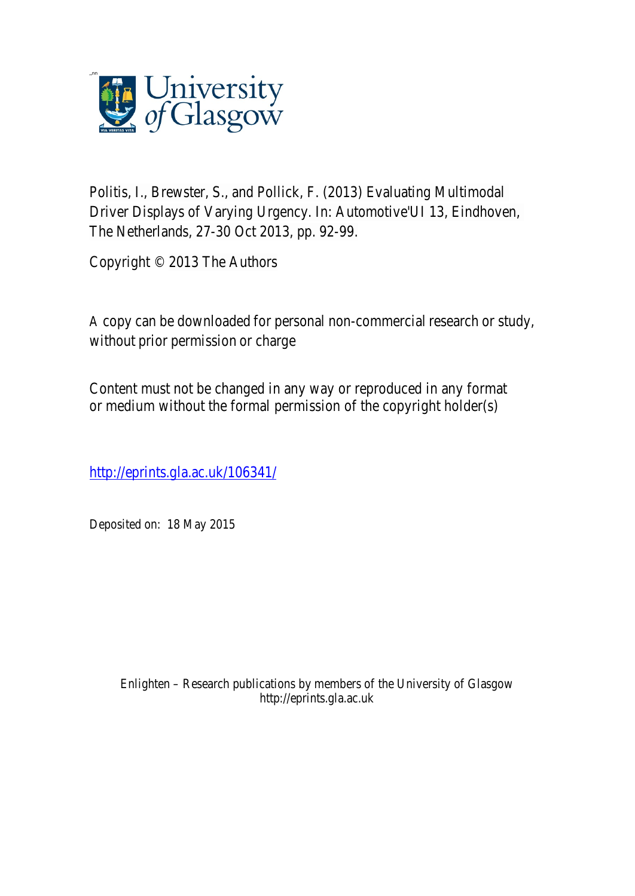Politis, I., Brewster, S., and Pollick, F. (2013) Evaluating Multimodal Driver Displays of Varying Urgency. In: Automotive'UI 13, Eindhoven, The Netherlands, 27-30 Oct 2013, pp. 92-99.

Copyright © 2013 The Authors

A copy can be downloaded for personal non-commercial research or study, without prior permission or charge

Content must not be changed in any way or reproduced in any format or medium without the formal permission of the copyright holder(s)

http://eprints.gla.ac.uk/106341/

Deposited on: 18 May 2015

Enlighten – Research publications by members of the University of Glasgow
http://eprints.gla.ac.uk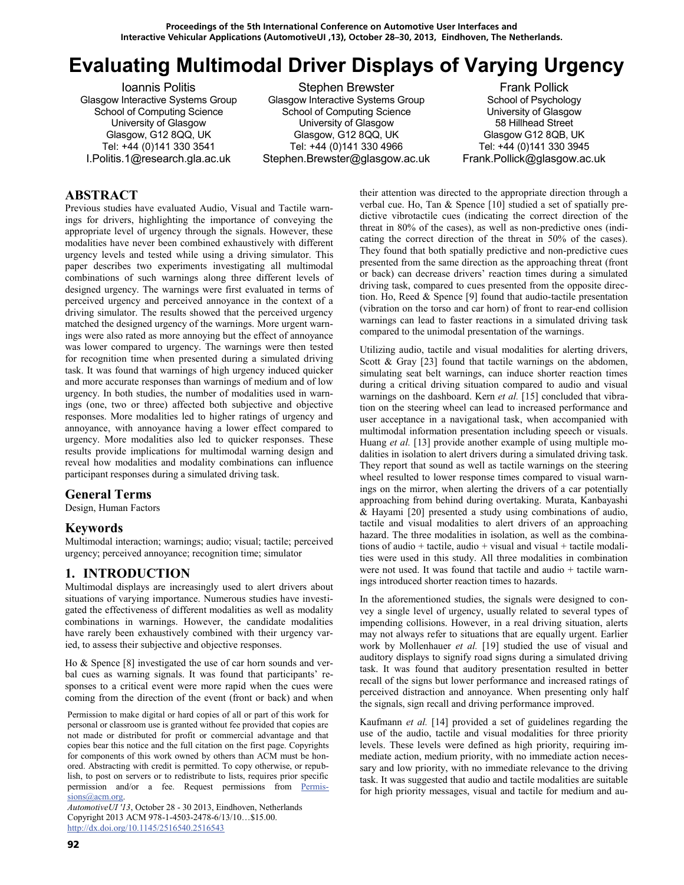# Evaluating Multimodal Driver Displays of Varying Urgency

Ioannis Politis
Glasgow Interactive Systems Group
School of Computing Science
University of Glasgow
Glasgow, G12 8QQ, UK
Tel: +44 (0)141 330 3541
I.Politis.1@research.gla.ac.uk

Stephen Brewster
Glasgow Interactive Systems Group
School of Computing Science
University of Glasgow
Glasgow, G12 8QQ, UK
Tel: +44 (0)141 330 4966
Stephen.Brewster@glasgow.ac.uk

Frank Pollick
School of Psychology
University of Glasgow
58 Hillhead Street
Glasgow G12 8QB, UK
Tel: +44 (0)141 330 3945
Frank.Pollick@glasgow.ac.uk

## ABSTRACT

Previous studies have evaluated Audio, Visual and Tactile warnings for drivers, highlighting the importance of conveying the appropriate level of urgency through the signals. However, these modalities have never been combined exhaustively with different urgency levels and tested while using a driving simulator. This paper describes two experiments investigating all multimodal combinations of such warnings along three different levels of designed urgency. The warnings were first evaluated in terms of perceived urgency and perceived annoyance in the context of a driving simulator. The results showed that the perceived urgency matched the designed urgency of the warnings. More urgent warnings were also rated as more annoying but the effect of annoyance was lower compared to urgency. The warnings were then tested for recognition time when presented during a simulated driving task. It was found that warnings of high urgency induced quicker and more accurate responses than warnings of medium and of low urgency. In both studies, the number of modalities used in warnings (one, two or three) affected both subjective and objective responses. More modalities led to higher ratings of urgency and annoyance, with annoyance having a lower effect compared to urgency. More modalities also led to quicker responses. These results provide implications for multimodal warning design and reveal how modalities and modality combinations can influence participant responses during a simulated driving task.

## General Terms

Design, Human Factors

## Keywords

Multimodal interaction; warnings; audio; visual; tactile; perceived urgency; perceived annoyance; recognition time; simulator

## 1. INTRODUCTION

Multimodal displays are increasingly used to alert drivers about situations of varying importance. Numerous studies have investigated the effectiveness of different modalities as well as modality combinations in warnings. However, the candidate modalities have rarely been exhaustively combined with their urgency varied, to assess their subjective and objective responses.

Ho & Spence [8] investigated the use of car horn sounds and verbal cues as warning signals. It was found that participants' responses to a critical event were more rapid when the cues were coming from the direction of the event (front or back) and when their attention was directed to the appropriate direction through a verbal cue. Ho, Tan & Spence [10] studied a set of spatially predictive vibrotactile cues (indicating the correct direction of the threat in 80% of the cases), as well as non-predictive ones (indicating the correct direction of the threat in 50% of the cases). They found that both spatially predictive and non-predictive cues presented from the same direction as the approaching threat (front or back) can decrease drivers' reaction times during a simulated driving task, compared to cues presented from the opposite direction. Ho, Reed & Spence [9] found that audio-tactile presentation (vibration on the torso and car horn) of front to rear-end collision warnings can lead to faster reactions in a simulated driving task compared to the unimodal presentation of the warnings.

Utilizing audio, tactile and visual modalities for alerting drivers, Scott & Gray [23] found that tactile warnings on the abdomen, simulating seat belt warnings, can induce shorter reaction times during a critical driving situation compared to audio and visual warnings on the dashboard. Kern *et al.* [15] concluded that vibration on the steering wheel can lead to increased performance and user acceptance in a navigational task, when accompanied with multimodal information presentation including speech or visuals. Huang *et al.* [13] provide another example of using multiple modalities in isolation to alert drivers during a simulated driving task. They report that sound as well as tactile warnings on the steering wheel resulted to lower response times compared to visual warnings on the mirror, when alerting the drivers of a car potentially approaching from behind during overtaking. Murata, Kanbayashi & Hayami [20] presented a study using combinations of audio, tactile and visual modalities to alert drivers of an approaching hazard. The three modalities in isolation, as well as the combinations of audio + tactile, audio + visual and visual + tactile modalities were used in this study. All three modalities in combination were not used. It was found that tactile and audio + tactile warnings introduced shorter reaction times to hazards.

In the aforementioned studies, the signals were designed to convey a single level of urgency, usually related to several types of impending collisions. However, in a real driving situation, alerts may not always refer to situations that are equally urgent. Earlier work by Mollenhauer *et al.* [19] studied the use of visual and auditory displays to signify road signs during a simulated driving task. It was found that auditory presentation resulted in better recall of the signs but lower performance and increased ratings of perceived distraction and annoyance. When presenting only half the signals, sign recall and driving performance improved.

Kaufmann *et al.* [14] provided a set of guidelines regarding the use of the audio, tactile and visual modalities for three priority levels. These levels were defined as high priority, requiring immediate action, medium priority, with no immediate action necessary and low priority, with no immediate relevance to the driving task. It was suggested that audio and tactile modalities are suitable for high priority messages, visual and tactile for medium and au-

Permission to make digital or hard copies of all or part of this work for personal or classroom use is granted without fee provided that copies are not made or distributed for profit or commercial advantage and that copies bear this notice and the full citation on the first page. Copyrights for components of this work owned by others than ACM must be honored. Abstracting with credit is permitted. To copy otherwise, or republish, to post on servers or to redistribute to lists, requires prior specific permission and/or a fee. Request permissions from Permissions@acm.org.
*AutomotiveUI '13*, October 28 - 30 2013, Eindhoven, Netherlands
Copyright 2013 ACM 978-1-4503-2478-6/13/10…$15.00.
http://dx.doi.org/10.1145/2516540.2516543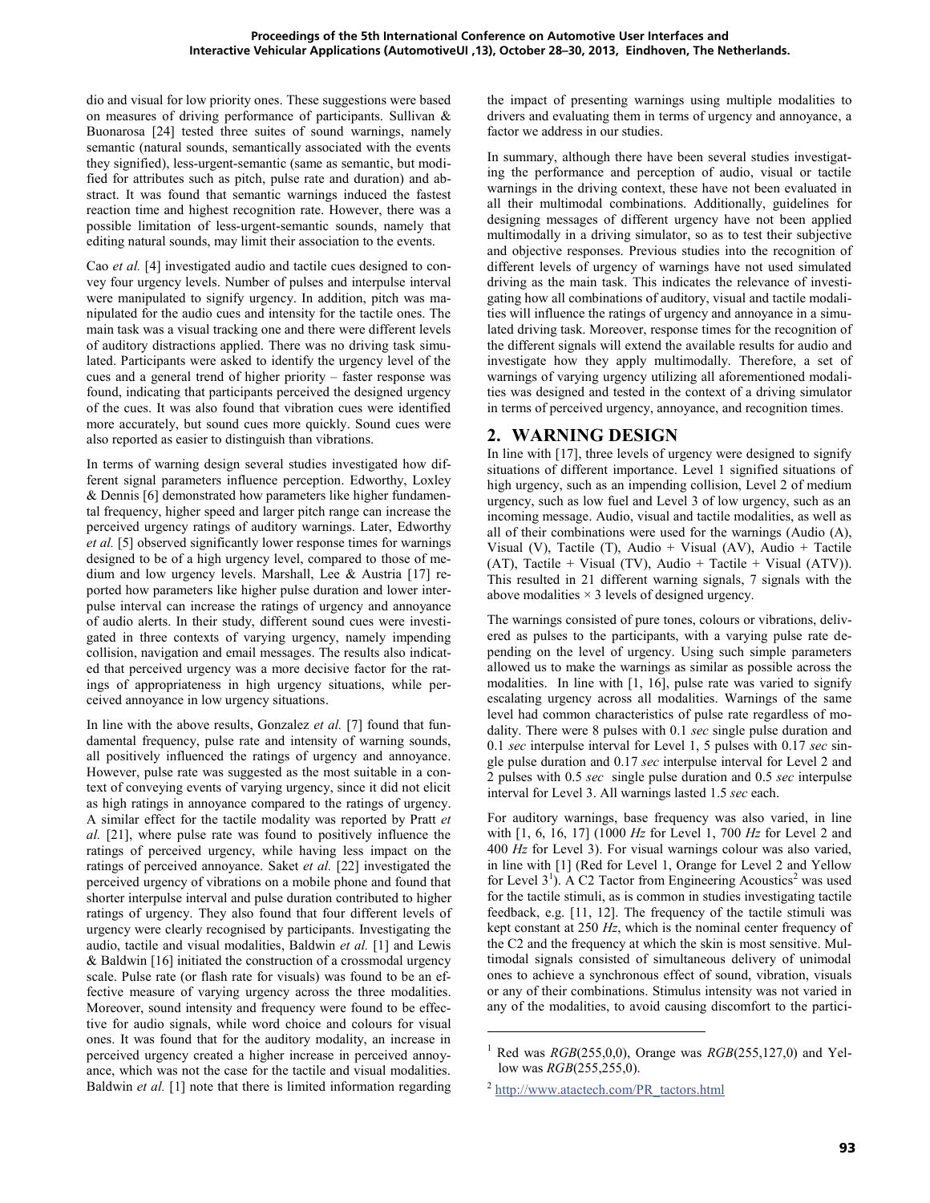dio and visual for low priority ones. These suggestions were based on measures of driving performance of participants. Sullivan & Buonarosa [24] tested three suites of sound warnings, namely semantic (natural sounds, semantically associated with the events they signified), less-urgent-semantic (same as semantic, but modified for attributes such as pitch, pulse rate and duration) and abstract. It was found that semantic warnings induced the fastest reaction time and highest recognition rate. However, there was a possible limitation of less-urgent-semantic sounds, namely that editing natural sounds, may limit their association to the events.

Cao *et al.* [4] investigated audio and tactile cues designed to convey four urgency levels. Number of pulses and interpulse interval were manipulated to signify urgency. In addition, pitch was manipulated for the audio cues and intensity for the tactile ones. The main task was a visual tracking one and there were different levels of auditory distractions applied. There was no driving task simulated. Participants were asked to identify the urgency level of the cues and a general trend of higher priority – faster response was found, indicating that participants perceived the designed urgency of the cues. It was also found that vibration cues were identified more accurately, but sound cues more quickly. Sound cues were also reported as easier to distinguish than vibrations.

In terms of warning design several studies investigated how different signal parameters influence perception. Edworthy, Loxley & Dennis [6] demonstrated how parameters like higher fundamental frequency, higher speed and larger pitch range can increase the perceived urgency ratings of auditory warnings. Later, Edworthy *et al.* [5] observed significantly lower response times for warnings designed to be of a high urgency level, compared to those of medium and low urgency levels. Marshall, Lee & Austria [17] reported how parameters like higher pulse duration and lower interpulse interval can increase the ratings of urgency and annoyance of audio alerts. In their study, different sound cues were investigated in three contexts of varying urgency, namely impending collision, navigation and email messages. The results also indicated that perceived urgency was a more decisive factor for the ratings of appropriateness in high urgency situations, while perceived annoyance in low urgency situations.

In line with the above results, Gonzalez *et al.* [7] found that fundamental frequency, pulse rate and intensity of warning sounds, all positively influenced the ratings of urgency and annoyance. However, pulse rate was suggested as the most suitable in a context of conveying events of varying urgency, since it did not elicit as high ratings in annoyance compared to the ratings of urgency. A similar effect for the tactile modality was reported by Pratt *et al.* [21], where pulse rate was found to positively influence the ratings of perceived urgency, while having less impact on the ratings of perceived annoyance. Saket *et al.* [22] investigated the perceived urgency of vibrations on a mobile phone and found that shorter interpulse interval and pulse duration contributed to higher ratings of urgency. They also found that four different levels of urgency were clearly recognised by participants. Investigating the audio, tactile and visual modalities, Baldwin *et al.* [1] and Lewis & Baldwin [16] initiated the construction of a crossmodal urgency scale. Pulse rate (or flash rate for visuals) was found to be an effective measure of varying urgency across the three modalities. Moreover, sound intensity and frequency were found to be effective for audio signals, while word choice and colours for visual ones. It was found that for the auditory modality, an increase in perceived urgency created a higher increase in perceived annoyance, which was not the case for the tactile and visual modalities. Baldwin *et al.* [1] note that there is limited information regarding the impact of presenting warnings using multiple modalities to drivers and evaluating them in terms of urgency and annoyance, a factor we address in our studies.

In summary, although there have been several studies investigating the performance and perception of audio, visual or tactile warnings in the driving context, these have not been evaluated in all their multimodal combinations. Additionally, guidelines for designing messages of different urgency have not been applied multimodally in a driving simulator, so as to test their subjective and objective responses. Previous studies into the recognition of different levels of urgency of warnings have not used simulated driving as the main task. This indicates the relevance of investigating how all combinations of auditory, visual and tactile modalities will influence the ratings of urgency and annoyance in a simulated driving task. Moreover, response times for the recognition of the different signals will extend the available results for audio and investigate how they apply multimodally. Therefore, a set of warnings of varying urgency utilizing all aforementioned modalities was designed and tested in the context of a driving simulator in terms of perceived urgency, annoyance, and recognition times.

## 2. WARNING DESIGN

In line with [17], three levels of urgency were designed to signify situations of different importance. Level 1 signified situations of high urgency, such as an impending collision, Level 2 of medium urgency, such as low fuel and Level 3 of low urgency, such as an incoming message. Audio, visual and tactile modalities, as well as all of their combinations were used for the warnings (Audio (A), Visual (V), Tactile (T), Audio + Visual (AV), Audio + Tactile (AT), Tactile + Visual (TV), Audio + Tactile + Visual (ATV)). This resulted in 21 different warning signals, 7 signals with the above modalities × 3 levels of designed urgency.

The warnings consisted of pure tones, colours or vibrations, delivered as pulses to the participants, with a varying pulse rate depending on the level of urgency. Using such simple parameters allowed us to make the warnings as similar as possible across the modalities. In line with [1, 16], pulse rate was varied to signify escalating urgency across all modalities. Warnings of the same level had common characteristics of pulse rate regardless of modality. There were 8 pulses with 0.1 *sec* single pulse duration and 0.1 *sec* interpulse interval for Level 1, 5 pulses with 0.17 *sec* single pulse duration and 0.17 *sec* interpulse interval for Level 2 and 2 pulses with 0.5 *sec* single pulse duration and 0.5 *sec* interpulse interval for Level 3. All warnings lasted 1.5 *sec* each.

For auditory warnings, base frequency was also varied, in line with [1, 6, 16, 17] (1000 *Hz* for Level 1, 700 *Hz* for Level 2 and 400 *Hz* for Level 3). For visual warnings colour was also varied, in line with [1] (Red for Level 1, Orange for Level 2 and Yellow for Level 3[1]). A C2 Tactor from Engineering Acoustics[2] was used for the tactile stimuli, as is common in studies investigating tactile feedback, e.g. [11, 12]. The frequency of the tactile stimuli was kept constant at 250 *Hz*, which is the nominal center frequency of the C2 and the frequency at which the skin is most sensitive. Multimodal signals consisted of simultaneous delivery of unimodal ones to achieve a synchronous effect of sound, vibration, visuals or any of their combinations. Stimulus intensity was not varied in any of the modalities, to avoid causing discomfort to the partici-

[1] Red was *RGB*(255,0,0), Orange was *RGB*(255,127,0) and Yellow was *RGB*(255,255,0).

[2] http://www.atactech.com/PR_tactors.html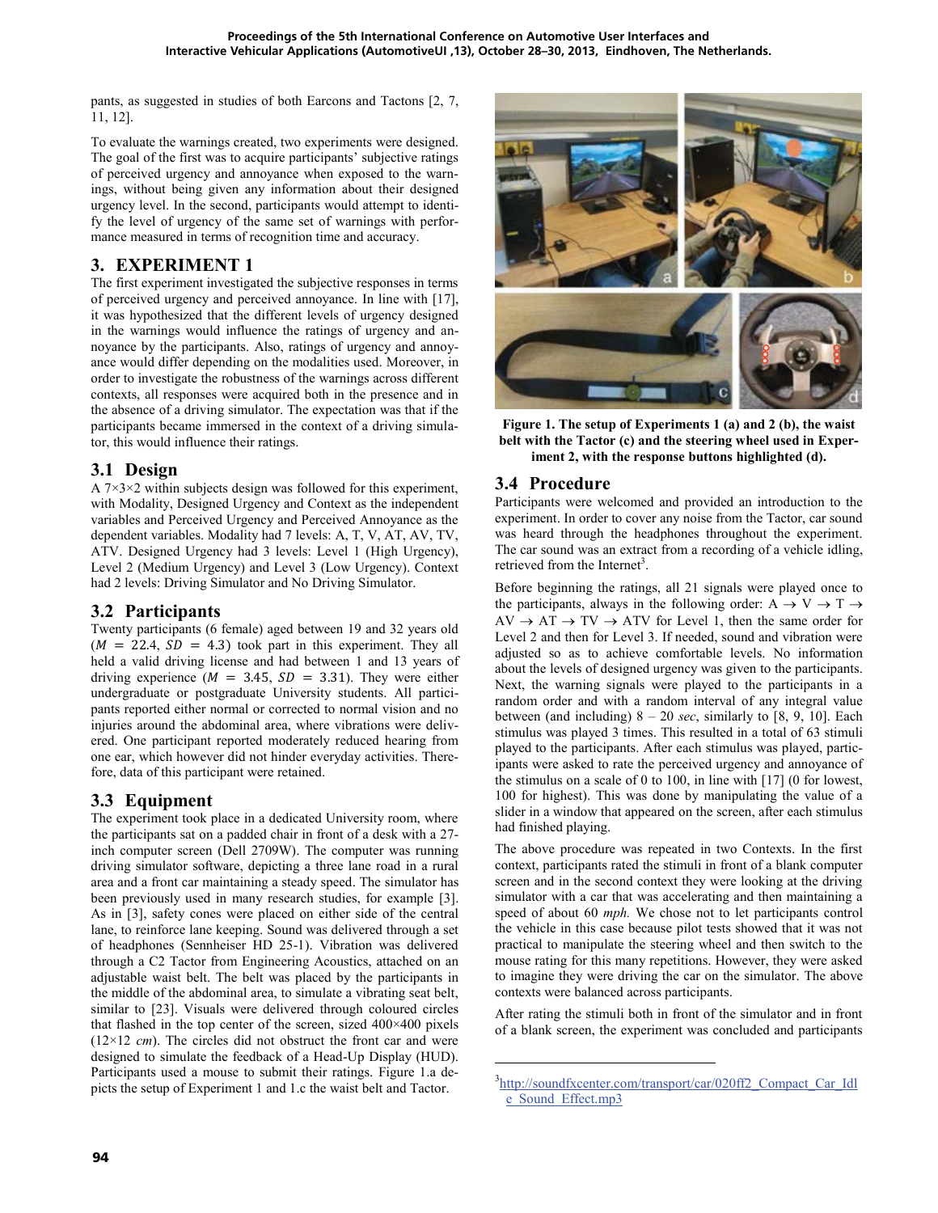pants, as suggested in studies of both Earcons and Tactons [2, 7, 11, 12].

To evaluate the warnings created, two experiments were designed. The goal of the first was to acquire participants' subjective ratings of perceived urgency and annoyance when exposed to the warnings, without being given any information about their designed urgency level. In the second, participants would attempt to identify the level of urgency of the same set of warnings with performance measured in terms of recognition time and accuracy.

# 3. EXPERIMENT 1

The first experiment investigated the subjective responses in terms of perceived urgency and perceived annoyance. In line with [17], it was hypothesized that the different levels of urgency designed in the warnings would influence the ratings of urgency and annoyance by the participants. Also, ratings of urgency and annoyance would differ depending on the modalities used. Moreover, in order to investigate the robustness of the warnings across different contexts, all responses were acquired both in the presence and in the absence of a driving simulator. The expectation was that if the participants became immersed in the context of a driving simulator, this would influence their ratings.

## 3.1 Design

A 7×3×2 within subjects design was followed for this experiment, with Modality, Designed Urgency and Context as the independent variables and Perceived Urgency and Perceived Annoyance as the dependent variables. Modality had 7 levels: A, T, V, AT, AV, TV, ATV. Designed Urgency had 3 levels: Level 1 (High Urgency), Level 2 (Medium Urgency) and Level 3 (Low Urgency). Context had 2 levels: Driving Simulator and No Driving Simulator.

## 3.2 Participants

Twenty participants (6 female) aged between 19 and 32 years old ($M = 22.4$, $SD = 4.3$) took part in this experiment. They all held a valid driving license and had between 1 and 13 years of driving experience ($M = 3.45$, $SD = 3.31$). They were either undergraduate or postgraduate University students. All participants reported either normal or corrected to normal vision and no injuries around the abdominal area, where vibrations were delivered. One participant reported moderately reduced hearing from one ear, which however did not hinder everyday activities. Therefore, data of this participant were retained.

## 3.3 Equipment

The experiment took place in a dedicated University room, where the participants sat on a padded chair in front of a desk with a 27-inch computer screen (Dell 2709W). The computer was running driving simulator software, depicting a three lane road in a rural area and a front car maintaining a steady speed. The simulator has been previously used in many research studies, for example [3]. As in [3], safety cones were placed on either side of the central lane, to reinforce lane keeping. Sound was delivered through a set of headphones (Sennheiser HD 25-1). Vibration was delivered through a C2 Tactor from Engineering Acoustics, attached on an adjustable waist belt. The belt was placed by the participants in the middle of the abdominal area, to simulate a vibrating seat belt, similar to [23]. Visuals were delivered through coloured circles that flashed in the top center of the screen, sized 400×400 pixels (12×12 *cm*). The circles did not obstruct the front car and were designed to simulate the feedback of a Head-Up Display (HUD). Participants used a mouse to submit their ratings. Figure 1.a depicts the setup of Experiment 1 and 1.c the waist belt and Tactor.

**Figure 1. The setup of Experiments 1 (a) and 2 (b), the waist belt with the Tactor (c) and the steering wheel used in Experiment 2, with the response buttons highlighted (d).**

## 3.4 Procedure

Participants were welcomed and provided an introduction to the experiment. In order to cover any noise from the Tactor, car sound was heard through the headphones throughout the experiment. The car sound was an extract from a recording of a vehicle idling, retrieved from the Internet[3].

Before beginning the ratings, all 21 signals were played once to the participants, always in the following order: A → V → T → AV → AT → TV → ATV for Level 1, then the same order for Level 2 and then for Level 3. If needed, sound and vibration were adjusted so as to achieve comfortable levels. No information about the levels of designed urgency was given to the participants. Next, the warning signals were played to the participants in a random order and with a random interval of any integral value between (and including) 8 – 20 *sec*, similarly to [8, 9, 10]. Each stimulus was played 3 times. This resulted in a total of 63 stimuli played to the participants. After each stimulus was played, participants were asked to rate the perceived urgency and annoyance of the stimulus on a scale of 0 to 100, in line with [17] (0 for lowest, 100 for highest). This was done by manipulating the value of a slider in a window that appeared on the screen, after each stimulus had finished playing.

The above procedure was repeated in two Contexts. In the first context, participants rated the stimuli in front of a blank computer screen and in the second context they were looking at the driving simulator with a car that was accelerating and then maintaining a speed of about 60 *mph.* We chose not to let participants control the vehicle in this case because pilot tests showed that it was not practical to manipulate the steering wheel and then switch to the mouse rating for this many repetitions. However, they were asked to imagine they were driving the car on the simulator. The above contexts were balanced across participants.

After rating the stimuli both in front of the simulator and in front of a blank screen, the experiment was concluded and participants

[3] http://soundfxcenter.com/transport/car/020ff2_Compact_Car_Idle_Sound_Effect.mp3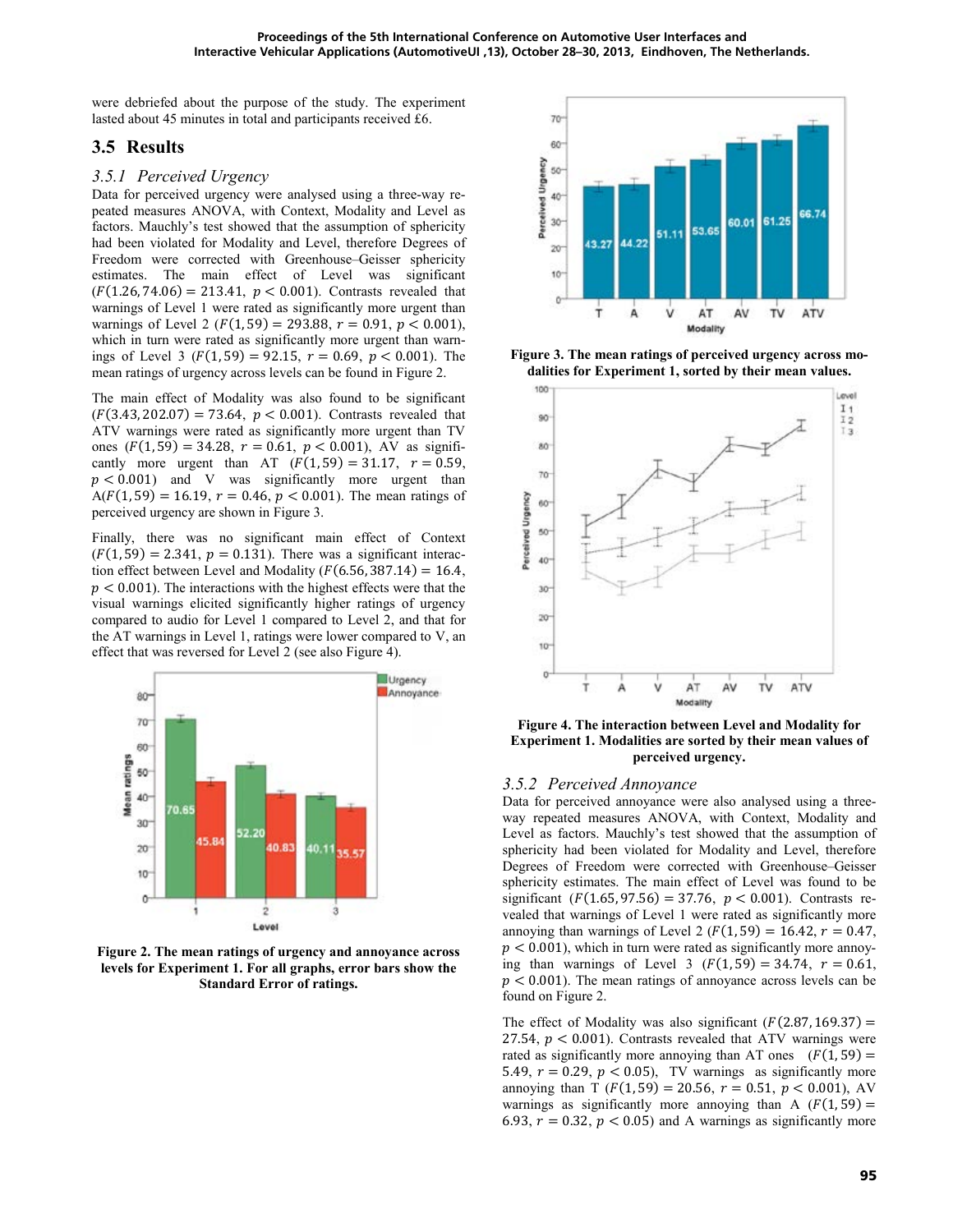were debriefed about the purpose of the study. The experiment lasted about 45 minutes in total and participants received £6.

## 3.5 Results

### 3.5.1 Perceived Urgency

Data for perceived urgency were analysed using a three-way repeated measures ANOVA, with Context, Modality and Level as factors. Mauchly's test showed that the assumption of sphericity had been violated for Modality and Level, therefore Degrees of Freedom were corrected with Greenhouse–Geisser sphericity estimates. The main effect of Level was significant ($F(1.26, 74.06) = 213.41,\ p < 0.001$). Contrasts revealed that warnings of Level 1 were rated as significantly more urgent than warnings of Level 2 ($F(1,59) = 293.88$, $r = 0.91$, $p < 0.001$), which in turn were rated as significantly more urgent than warnings of Level 3 ($F(1,59) = 92.15$, $r = 0.69$, $p < 0.001$). The mean ratings of urgency across levels can be found in Figure 2.

The main effect of Modality was also found to be significant ($F(3.43, 202.07) = 73.64,\ p < 0.001$). Contrasts revealed that ATV warnings were rated as significantly more urgent than TV ones ($F(1,59) = 34.28$, $r = 0.61$, $p < 0.001$), AV as significantly more urgent than AT ($F(1,59) = 31.17$, $r = 0.59$, $p < 0.001$) and V was significantly more urgent than A($F(1,59) = 16.19$, $r = 0.46$, $p < 0.001$). The mean ratings of perceived urgency are shown in Figure 3.

Finally, there was no significant main effect of Context ($F(1,59) = 2.341$, $p = 0.131$). There was a significant interaction effect between Level and Modality ($F(6.56, 387.14) = 16.4$, $p < 0.001$). The interactions with the highest effects were that the visual warnings elicited significantly higher ratings of urgency compared to audio for Level 1 compared to Level 2, and that for the AT warnings in Level 1, ratings were lower compared to V, an effect that was reversed for Level 2 (see also Figure 4).

**Figure 2. The mean ratings of urgency and annoyance across levels for Experiment 1. For all graphs, error bars show the Standard Error of ratings.**

**Figure 3. The mean ratings of perceived urgency across modalities for Experiment 1, sorted by their mean values.**

**Figure 4. The interaction between Level and Modality for Experiment 1. Modalities are sorted by their mean values of perceived urgency.**

### 3.5.2 Perceived Annoyance

Data for perceived annoyance were also analysed using a three-way repeated measures ANOVA, with Context, Modality and Level as factors. Mauchly's test showed that the assumption of sphericity had been violated for Modality and Level, therefore Degrees of Freedom were corrected with Greenhouse–Geisser sphericity estimates. The main effect of Level was found to be significant ($F(1.65, 97.56) = 37.76,\ p < 0.001$). Contrasts revealed that warnings of Level 1 were rated as significantly more annoying than warnings of Level 2 ($F(1,59) = 16.42$, $r = 0.47$, $p < 0.001$), which in turn were significantly more annoying than warnings of Level 3 ($F(1,59) = 34.74$, $r = 0.61$, $p < 0.001$). The mean ratings of annoyance across levels can be found on Figure 2.

The effect of Modality was also significant ($F(2.87, 169.37) = 27.54$, $p < 0.001$). Contrasts revealed that ATV warnings were rated as significantly more annoying than AT ones ($F(1,59) = 5.49$, $r = 0.29$, $p < 0.05$), TV warnings as significantly more annoying than T ($F(1,59) = 20.56$, $r = 0.51$, $p < 0.001$), AV warnings as significantly more annoying than A ($F(1,59) = 6.93$, $r = 0.32$, $p < 0.05$) and A warnings as significantly more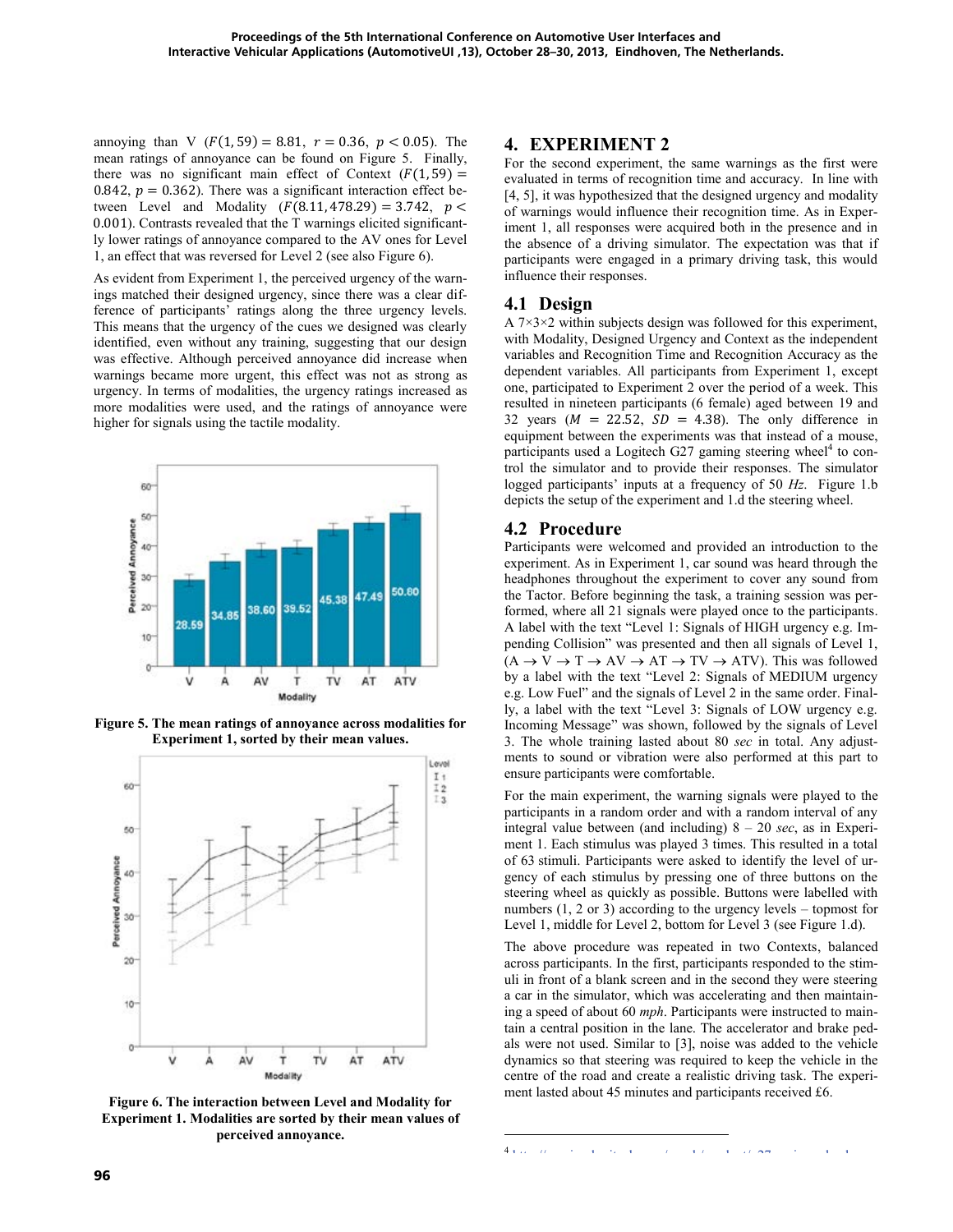annoying than V ($F(1, 59) = 8.81$, $r = 0.36$, $p < 0.05$). The mean ratings of annoyance can be found on Figure 5. Finally, there was no significant main effect of Context ($F(1, 59) = 0.842$, $p = 0.362$). There was a significant interaction effect between Level and Modality ($F(8.11, 478.29) = 3.742$, $p < 0.001$). Contrasts revealed that the T warnings elicited significantly lower ratings of annoyance compared to the AV ones for Level 1, an effect that was reversed for Level 2 (see also Figure 6).

As evident from Experiment 1, the perceived urgency of the warnings matched their designed urgency, since there was a clear difference of participants' ratings along the three urgency levels. This means that the urgency of the cues we designed was clearly identified, even without any training, suggesting that our design was effective. Although perceived annoyance did increase when warnings became more urgent, this effect was not as strong as urgency. In terms of modalities, the urgency ratings increased as more modalities were used, and the ratings of annoyance were higher for signals using the tactile modality.

**Figure 5. The mean ratings of annoyance across modalities for Experiment 1, sorted by their mean values.**

**Figure 6. The interaction between Level and Modality for Experiment 1. Modalities are sorted by their mean values of perceived annoyance.**

## 4. EXPERIMENT 2

For the second experiment, the same warnings as the first were evaluated in terms of recognition time and accuracy. In line with [4, 5], it was hypothesized that the designed urgency and modality of warnings would influence their recognition time. As in Experiment 1, all responses were acquired both in the presence and in the absence of a driving simulator. The expectation was that if participants were engaged in a primary driving task, this would influence their responses.

### 4.1 Design

A 7×3×2 within subjects design was followed for this experiment, with Modality, Designed Urgency and Context as the independent variables and Recognition Time and Recognition Accuracy as the dependent variables. All participants from Experiment 1, except one, participated to Experiment 2 over the period of a week. This resulted in nineteen participants (6 female) aged between 19 and 32 years ($M = 22.52$, $SD = 4.38$). The only difference in equipment between the experiments was that instead of a mouse, participants used a Logitech G27 gaming steering wheel[4] to control the simulator and to provide their responses. The simulator logged participants' inputs at a frequency of 50 *Hz*. Figure 1.b depicts the setup of the experiment and 1.d the steering wheel.

### 4.2 Procedure

Participants were welcomed and provided an introduction to the experiment. As in Experiment 1, car sound was heard through the headphones throughout the experiment to cover any sound from the Tactor. Before beginning the task, a training session was performed, where all 21 signals were played once to the participants. A label with the text "Level 1: Signals of HIGH urgency e.g. Impending Collision" was presented and then all signals of Level 1, (A → V → T → AV → AT → TV → ATV). This was followed by a label with the text "Level 2: Signals of MEDIUM urgency e.g. Low Fuel" and the signals of Level 2 in the same order. Finally, a label with the text "Level 3: Signals of LOW urgency e.g. Incoming Message" was shown, followed by the signals of Level 3. The whole training lasted about 80 *sec* in total. Any adjustments to sound or vibration were also performed at this part to ensure participants were comfortable.

For the main experiment, the warning signals were played to the participants in a random order and with a random interval of any integral value between (and including) 8 – 20 *sec*, as in Experiment 1. Each stimulus was played 3 times. This resulted in a total of 63 stimuli. Participants were asked to identify the level of urgency of each stimulus by pressing one of three buttons on the steering wheel as quickly as possible. Buttons were labelled with numbers (1, 2 or 3) according to the urgency levels – topmost for Level 1, middle for Level 2, bottom for Level 3 (see Figure 1.d).

The above procedure was repeated in two Contexts, balanced across participants. In the first, participants responded to the stimuli in front of a blank screen and in the second they were steering a car in the simulator, which was accelerating and then maintaining a speed of about 60 *mph*. Participants were instructed to maintain a central position in the lane. The accelerator and brake pedals were not used. Similar to [3], noise was added to the vehicle dynamics so that steering was required to keep the vehicle in the centre of the road and create a realistic driving task. The experiment lasted about 45 minutes and participants received £6.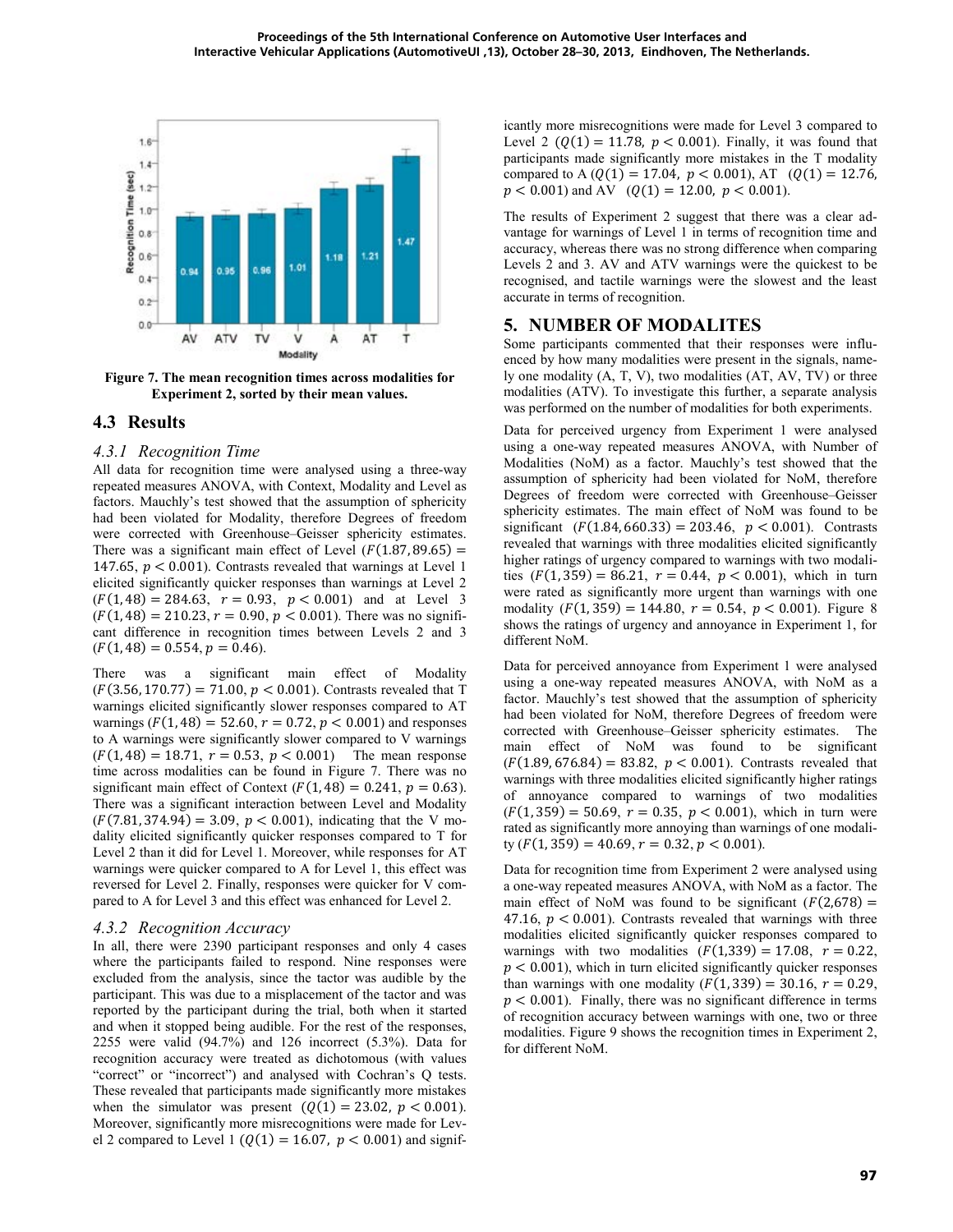Figure 7. The mean recognition times across modalities for Experiment 2, sorted by their mean values.

## 4.3 Results

### 4.3.1 Recognition Time

All data for recognition time were analysed using a three-way repeated measures ANOVA, with Context, Modality and Level as factors. Mauchly's test showed that the assumption of sphericity had been violated for Modality, therefore Degrees of freedom were corrected with Greenhouse–Geisser sphericity estimates. There was a significant main effect of Level ($F(1.87, 89.65) = 147.65$, $p < 0.001$). Contrasts revealed that warnings at Level 1 elicited significantly quicker responses than warnings at Level 2 ($F(1, 48) = 284.63$, $r = 0.93$, $p < 0.001$) and at Level 3 ($F(1, 48) = 210.23$, $r = 0.90$, $p < 0.001$). There was no significant difference in recognition times between Levels 2 and 3 ($F(1, 48) = 0.554$, $p = 0.46$).

There was a significant main effect of Modality ($F(3.56, 170.77) = 71.00$, $p < 0.001$). Contrasts revealed that T warnings elicited significantly slower responses compared to AT warnings ($F(1, 48) = 52.60$, $r = 0.72$, $p < 0.001$) and responses to A warnings were significantly slower compared to V warnings ($F(1, 48) = 18.71$, $r = 0.53$, $p < 0.001$) The mean response time across modalities can be found in Figure 7. There was no significant main effect of Context ($F(1, 48) = 0.241$, $p = 0.63$). There was a significant interaction between Level and Modality ($F(7.81, 374.94) = 3.09$, $p < 0.001$), indicating that the V modality elicited significantly quicker responses compared to T for Level 2 than it did for Level 1. Moreover, while responses for AT warnings were quicker compared to A for Level 1, this effect was reversed for Level 2. Finally, responses were quicker for V compared to A for Level 3 and this effect was enhanced for Level 2.

### 4.3.2 Recognition Accuracy

In all, there were 2390 participant responses and only 4 cases where the participants failed to respond. Nine responses were excluded from the analysis, since the tactor was audible by the participant. This was due to a misplacement of the tactor and was reported by the participant during the trial, both when it started and when it stopped being audible. For the rest of the responses, 2255 were valid (94.7%) and 126 incorrect (5.3%). Data for recognition accuracy were treated as dichotomous (with values "correct" or "incorrect") and analysed with Cochran's Q tests. These revealed that participants made significantly more mistakes when the simulator was present ($Q(1) = 23.02$, $p < 0.001$). Moreover, significantly more misrecognitions were made for Level 2 compared to Level 1 ($Q(1) = 16.07$, $p < 0.001$) and significantly more misrecognitions were made for Level 3 compared to Level 2 ($Q(1) = 11.78$, $p < 0.001$). Finally, it was found that participants made significantly more mistakes in the T modality compared to A ($Q(1) = 17.04$, $p < 0.001$), AT ($Q(1) = 12.76$, $p < 0.001$) and AV ($Q(1) = 12.00$, $p < 0.001$).

The results of Experiment 2 suggest that there was a clear advantage for warnings of Level 1 in terms of recognition time and accuracy, whereas there was no strong difference when comparing Levels 2 and 3. AV and ATV warnings were the quickest to be recognised, and tactile warnings were the slowest and the least accurate in terms of recognition.

## 5. NUMBER OF MODALITES

Some participants commented that their responses were influenced by how many modalities were present in the signals, namely one modality (A, T, V), two modalities (AT, AV, TV) or three modalities (ATV). To investigate this further, a separate analysis was performed on the number of modalities for both experiments.

Data for perceived urgency from Experiment 1 were analysed using a one-way repeated measures ANOVA, with Number of Modalities (NoM) as a factor. Mauchly's test showed that the assumption of sphericity had been violated for NoM, therefore Degrees of freedom were corrected with Greenhouse–Geisser sphericity estimates. The main effect of NoM was found to be significant ($F(1.84, 660.33) = 203.46$, $p < 0.001$). Contrasts revealed that warnings with three modalities elicited significantly higher ratings of urgency compared to warnings with two modalities ($F(1, 359) = 86.21$, $r = 0.44$, $p < 0.001$), which in turn were rated as significantly more urgent than warnings with one modality ($F(1, 359) = 144.80$, $r = 0.54$, $p < 0.001$). Figure 8 shows the ratings of urgency and annoyance in Experiment 1, for different NoM.

Data for perceived annoyance from Experiment 1 were analysed using a one-way repeated measures ANOVA, with NoM as a factor. Mauchly's test showed that the assumption of sphericity had been violated for NoM, therefore Degrees of freedom were corrected with Greenhouse–Geisser sphericity estimates. The main effect of NoM was found to be significant ($F(1.89, 676.84) = 83.82$, $p < 0.001$). Contrasts revealed that warnings with three modalities elicited significantly higher ratings of annoyance compared to warnings of two modalities ($F(1, 359) = 50.69$, $r = 0.35$, $p < 0.001$), which in turn were rated as significantly more annoying than warnings of one modality ($F(1, 359) = 40.69$, $r = 0.32$, $p < 0.001$).

Data for recognition time from Experiment 2 were analysed using a one-way repeated measures ANOVA, with NoM as a factor. The main effect of NoM was found to be significant ($F(2, 678) = 47.16$, $p < 0.001$). Contrasts revealed that warnings with three modalities elicited significantly quicker responses compared to warnings with two modalities ($F(1, 339) = 17.08$, $r = 0.22$, $p < 0.001$), which in turn elicited significantly quicker responses than warnings with one modality ($F(1, 339) = 30.16$, $r = 0.29$, $p < 0.001$). Finally, there was no significant difference in terms of recognition accuracy between warnings with one, two or three modalities. Figure 9 shows the recognition times in Experiment 2, for different NoM.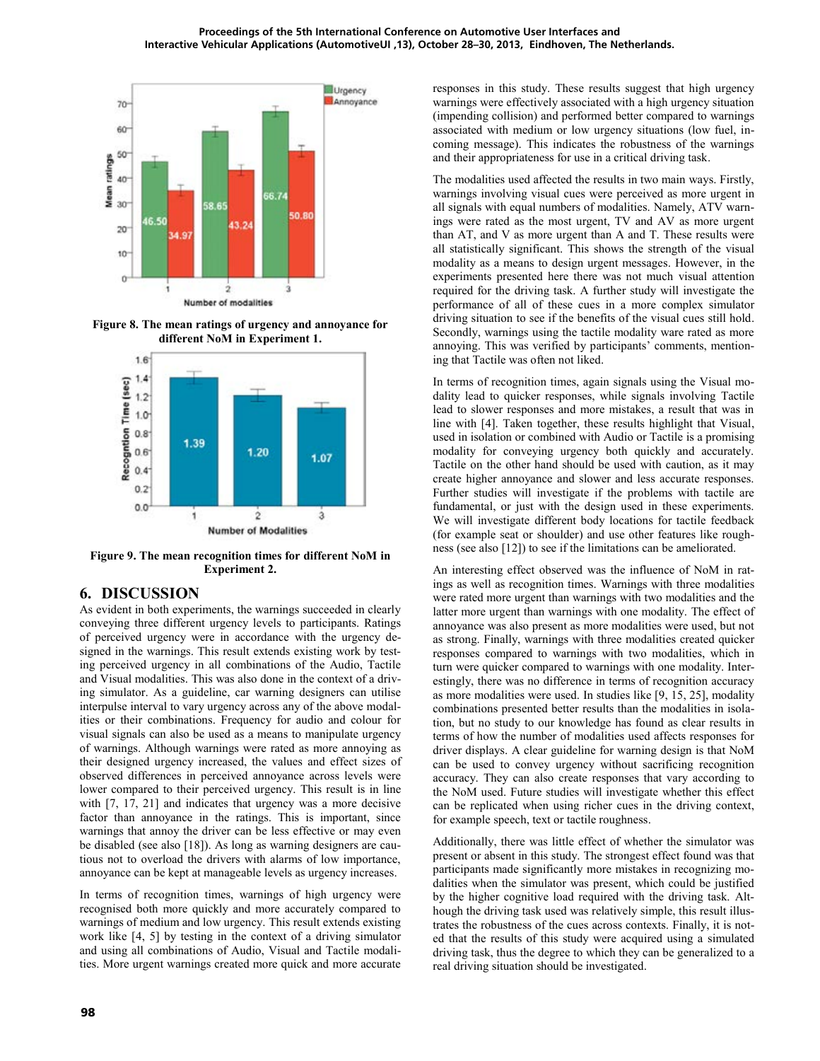Urgency
Annoyance

Mean ratings

0
10
20
30
40
50
60
70

46.50
34.97
58.65
43.24
66.74
50.80

1
2
3

Number of modalities

**Figure 8. The mean ratings of urgency and annoyance for different NoM in Experiment 1.**

Recognition Time (sec)

0.0
0.2
0.4
0.6
0.8
1.0
1.2
1.4
1.6

1.39
1.20
1.07

1
2
3

Number of Modalities

**Figure 9. The mean recognition times for different NoM in Experiment 2.**

## 6. DISCUSSION

As evident in both experiments, the warnings succeeded in clearly conveying three different urgency levels to participants. Ratings of perceived urgency were in accordance with the urgency designed in the warnings. This result extends existing work by testing perceived urgency in all combinations of the Audio, Tactile and Visual modalities. This was also done in the context of a driving simulator. As a guideline, car warning designers can utilise interpulse interval to vary urgency across any of the above modalities or their combinations. Frequency for audio and colour for visual signals can also be used as a means to manipulate urgency of warnings. Although warnings were rated as more annoying as their designed urgency increased, the values and effect sizes of observed differences in perceived annoyance across levels were lower compared to their perceived urgency. This result is in line with [7, 17, 21] and indicates that urgency was a more decisive factor than annoyance in the ratings. This is important, since warnings that annoy the driver can be less effective or may even be disabled (see also [18]). As long as warning designers are cautious not to overload the drivers with alarms of low importance, annoyance can be kept at manageable levels as urgency increases.

In terms of recognition times, warnings of high urgency were recognised both more quickly and more accurately compared to warnings of medium and low urgency. This result extends existing work like [4, 5] by testing in the context of a driving simulator and using all combinations of Audio, Visual and Tactile modalities. More urgent warnings created more quick and more accurate responses in this study. These results suggest that high urgency warnings were effectively associated with a high urgency situation (impending collision) and performed better compared to warnings associated with medium or low urgency situations (low fuel, incoming message). This indicates the robustness of the warnings and their appropriateness for use in a critical driving task.

The modalities used affected the results in two main ways. Firstly, warnings involving visual cues were perceived as more urgent in all signals with equal numbers of modalities. Namely, ATV warnings were rated as the most urgent, TV and AV as more urgent than AT, and V as more urgent than A and T. These results were all statistically significant. This shows the strength of the visual modality as a means to design urgent messages. However, in the experiments presented here there was not much visual attention required for the driving task. A further study will investigate the performance of all of these cues in a more complex simulator driving situation to see if the benefits of the visual cues still hold. Secondly, warnings using the tactile modality ware rated as more annoying. This was verified by participants' comments, mentioning that Tactile was often not liked.

In terms of recognition times, again signals using the Visual modality lead to quicker responses, while signals involving Tactile lead to slower responses and more mistakes, a result that was in line with [4]. Taken together, these results highlight that Visual, used in isolation or combined with Audio or Tactile is a promising modality for conveying urgency both quickly and accurately. Tactile on the other hand should be used with caution, as it may create higher annoyance and slower and less accurate responses. Further studies will investigate if the problems with tactile are fundamental, or just with the design used in these experiments. We will investigate different body locations for tactile feedback (for example seat or shoulder) and use other features like roughness (see also [12]) to see if the limitations can be ameliorated.

An interesting effect observed was the influence of NoM in ratings as well as recognition times. Warnings with three modalities were rated more urgent than warnings with two modalities and the latter more urgent than warnings with one modality. The effect of annoyance was also present as more modalities were used, but not as strong. Finally, warnings with three modalities created quicker responses compared to warnings with two modalities, which in turn were quicker compared to warnings with one modality. Interestingly, there was no difference in terms of recognition accuracy as more modalities were used. In studies like [9, 15, 25], modality combinations presented better results than the modalities in isolation, but no study to our knowledge has found as clear results in terms of how the number of modalities used affects responses for driver displays. A clear guideline for warning design is that NoM can be used to convey urgency without sacrificing recognition accuracy. They can also create responses that vary according to the NoM used. Future studies will investigate whether this effect can be replicated when using richer cues in the driving context, for example speech, text or tactile roughness.

Additionally, there was little effect of whether the simulator was present or absent in this study. The strongest effect found was that participants made significantly more mistakes in recognizing modalities when the simulator was present, which could be justified by the higher cognitive load required with the driving task. Although the driving task used was relatively simple, this result illustrates the robustness of the cues across contexts. Finally, it is noted that the results of this study were acquired using a simulated driving task, thus the degree to which they can be generalized to a real driving situation should be investigated.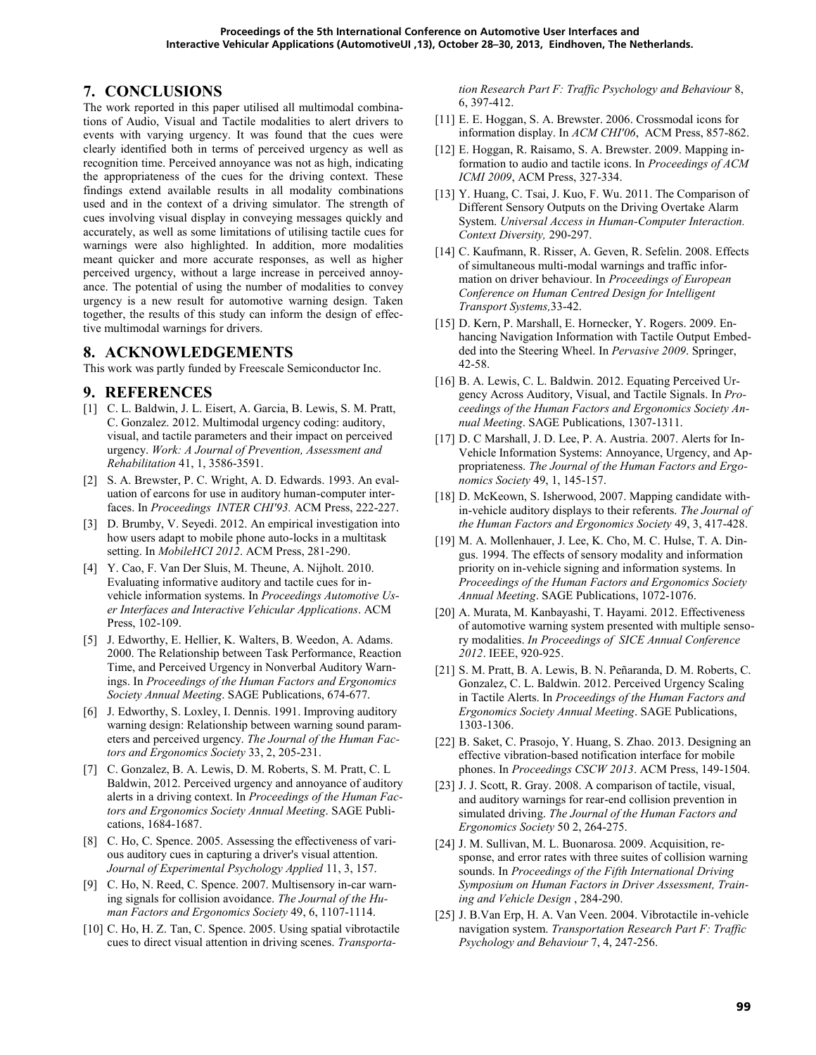## 7. CONCLUSIONS

The work reported in this paper utilised all multimodal combinations of Audio, Visual and Tactile modalities to alert drivers to events with varying urgency. It was found that the cues were clearly identified both in terms of perceived urgency as well as recognition time. Perceived annoyance was not as high, indicating the appropriateness of the cues for the driving context. These findings extend available results in all modality combinations used and in the context of a driving simulator. The strength of cues involving visual display in conveying messages quickly and accurately, as well as some limitations of utilising tactile cues for warnings were also highlighted. In addition, more modalities meant quicker and more accurate responses, as well as higher perceived urgency, without a large increase in perceived annoyance. The potential of using the number of modalities to convey urgency is a new result for automotive warning design. Taken together, the results of this study can inform the design of effective multimodal warnings for drivers.

## 8. ACKNOWLEDGEMENTS

This work was partly funded by Freescale Semiconductor Inc.

## 9. REFERENCES

[1] C. L. Baldwin, J. L. Eisert, A. Garcia, B. Lewis, S. M. Pratt, C. Gonzalez. 2012. Multimodal urgency coding: auditory, visual, and tactile parameters and their impact on perceived urgency. *Work: A Journal of Prevention, Assessment and Rehabilitation* 41, 1, 3586-3591.

[2] S. A. Brewster, P. C. Wright, A. D. Edwards. 1993. An evaluation of earcons for use in auditory human-computer interfaces. In *Proceedings INTER CHI'93.* ACM Press, 222-227.

[3] D. Brumby, V. Seyedi. 2012. An empirical investigation into how users adapt to mobile phone auto-locks in a multitask setting. In *MobileHCI 2012*. ACM Press, 281-290.

[4] Y. Cao, F. Van Der Sluis, M. Theune, A. Nijholt. 2010. Evaluating informative auditory and tactile cues for in-vehicle information systems. In *Proceedings Automotive User Interfaces and Interactive Vehicular Applications*. ACM Press, 102-109.

[5] J. Edworthy, E. Hellier, K. Walters, B. Weedon, A. Adams. 2000. The Relationship between Task Performance, Reaction Time, and Perceived Urgency in Nonverbal Auditory Warnings. In *Proceedings of the Human Factors and Ergonomics Society Annual Meeting*. SAGE Publications, 674-677.

[6] J. Edworthy, S. Loxley, I. Dennis. 1991. Improving auditory warning design: Relationship between warning sound parameters and perceived urgency. *The Journal of the Human Factors and Ergonomics Society* 33, 2, 205-231.

[7] C. Gonzalez, B. A. Lewis, D. M. Roberts, S. M. Pratt, C. L Baldwin, 2012. Perceived urgency and annoyance of auditory alerts in a driving context. In *Proceedings of the Human Factors and Ergonomics Society Annual Meeting*. SAGE Publications, 1684-1687.

[8] C. Ho, C. Spence. 2005. Assessing the effectiveness of various auditory cues in capturing a driver's visual attention. *Journal of Experimental Psychology Applied* 11, 3, 157.

[9] C. Ho, N. Reed, C. Spence. 2007. Multisensory in-car warning signals for collision avoidance. *The Journal of the Human Factors and Ergonomics Society* 49, 6, 1107-1114.

[10] C. Ho, H. Z. Tan, C. Spence. 2005. Using spatial vibrotactile cues to direct visual attention in driving scenes. *Transportation Research Part F: Traffic Psychology and Behaviour* 8, 6, 397-412.

[11] E. E. Hoggan, S. A. Brewster. 2006. Crossmodal icons for information display. In *ACM CHI'06*, ACM Press, 857-862.

[12] E. Hoggan, R. Raisamo, S. A. Brewster. 2009. Mapping information to audio and tactile icons. In *Proceedings of ACM ICMI 2009*, ACM Press, 327-334.

[13] Y. Huang, C. Tsai, J. Kuo, F. Wu. 2011. The Comparison of Different Sensory Outputs on the Driving Overtake Alarm System. *Universal Access in Human-Computer Interaction. Context Diversity,* 290-297.

[14] C. Kaufmann, R. Risser, A. Geven, R. Sefelin. 2008. Effects of simultaneous multi-modal warnings and traffic information on driver behaviour. In *Proceedings of European Conference on Human Centred Design for Intelligent Transport Systems,*33-42.

[15] D. Kern, P. Marshall, E. Hornecker, Y. Rogers. 2009. Enhancing Navigation Information with Tactile Output Embedded into the Steering Wheel. In *Pervasive 2009*. Springer, 42-58.

[16] B. A. Lewis, C. L. Baldwin. 2012. Equating Perceived Urgency Across Auditory, Visual, and Tactile Signals. In *Proceedings of the Human Factors and Ergonomics Society Annual Meeting*. SAGE Publications, 1307-1311.

[17] D. C Marshall, J. D. Lee, P. A. Austria. 2007. Alerts for In-Vehicle Information Systems: Annoyance, Urgency, and Appropriateness. *The Journal of the Human Factors and Ergonomics Society* 49, 1, 145-157.

[18] D. McKeown, S. Isherwood, 2007. Mapping candidate within-vehicle auditory displays to their referents. *The Journal of the Human Factors and Ergonomics Society* 49, 3, 417-428.

[19] M. A. Mollenhauer, J. Lee, K. Cho, M. C. Hulse, T. A. Dingus. 1994. The effects of sensory modality and information priority on in-vehicle signing and information systems. In *Proceedings of the Human Factors and Ergonomics Society Annual Meeting*. SAGE Publications, 1072-1076.

[20] A. Murata, M. Kanbayashi, T. Hayami. 2012. Effectiveness of automotive warning system presented with multiple sensory modalities. *In Proceedings of SICE Annual Conference 2012*. IEEE, 920-925.

[21] S. M. Pratt, B. A. Lewis, B. N. Peñaranda, D. M. Roberts, C. Gonzalez, C. L. Baldwin. 2012. Perceived Urgency Scaling in Tactile Alerts. In *Proceedings of the Human Factors and Ergonomics Society Annual Meeting*. SAGE Publications, 1303-1306.

[22] B. Saket, C. Prasojo, Y. Huang, S. Zhao. 2013. Designing an effective vibration-based notification interface for mobile phones. In *Proceedings CSCW 2013*. ACM Press, 149-1504.

[23] J. J. Scott, R. Gray. 2008. A comparison of tactile, visual, and auditory warnings for rear-end collision prevention in simulated driving. *The Journal of the Human Factors and Ergonomics Society* 50 2, 264-275.

[24] J. M. Sullivan, M. L. Buonarosa. 2009. Acquisition, response, and error rates with three suites of collision warning sounds. In *Proceedings of the Fifth International Driving Symposium on Human Factors in Driver Assessment, Training and Vehicle Design* , 284-290.

[25] J. B.Van Erp, H. A. Van Veen. 2004. Vibrotactile in-vehicle navigation system. *Transportation Research Part F: Traffic Psychology and Behaviour* 7, 4, 247-256.